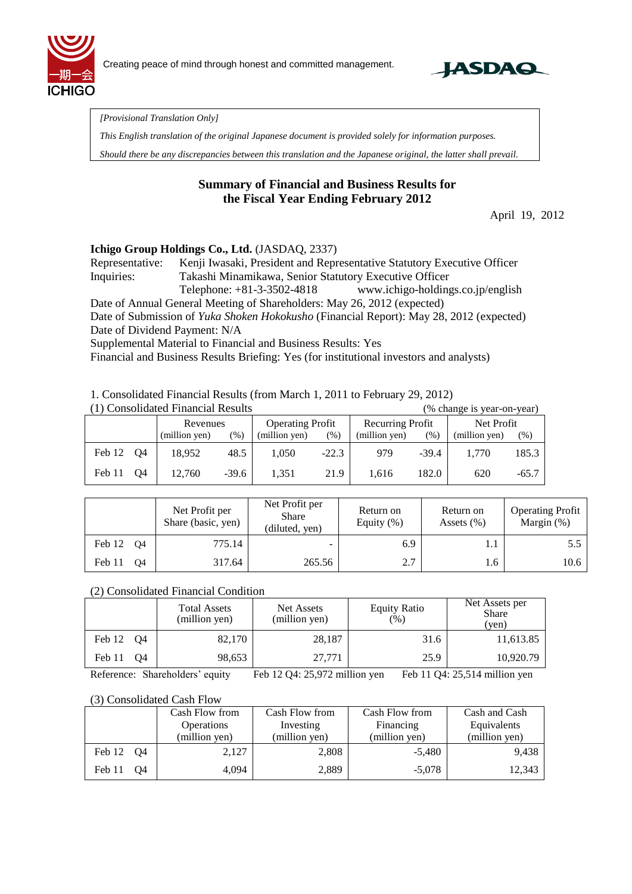Creating peace of mind through honest and committed management.

*[Provisional Translation Only]*

*This English translation of the original Japanese document is provided solely for information purposes.*

*Should there be any discrepancies between this translation and the Japanese original, the latter shall prevail.*

# Summary of Financial and Business Results for the Fiscal Year Ending February 2012

April 19, 2012

**Ichigo Group Holdings Co., Ltd.** (JASDAQ, 2337)

Representative: Kenji Iwasaki, President and Representative Statutory Executive Officer

Inquiries: Takashi Minamikawa, Senior Statutory Executive Officer

Telephone: +81-3-3502-4818 www.ichigo-holdings.co.jp/english

Date of Annual General Meeting of Shareholders: May 26, 2012 (expected)

Date of Submission of *Yuka Shoken Hokokusho* (Financial Report): May 28, 2012 (expected)

Date of Dividend Payment: N/A

Supplemental Material to Financial and Business Results: Yes

Financial and Business Results Briefing: Yes (for institutional investors and analysts)

1. Consolidated Financial Results (from March 1, 2011 to February 29, 2012)

(1) Consolidated Financial Results (% change is year-on-year)

| | Revenues (million yen) | (%) | Operating Profit (million yen) | (%) | Recurring Profit (million yen) | (%) | Net Profit (million yen) | (%) |
|---|---|---|---|---|---|---|---|---|
| Feb 12 Q4 | 18,952 | 48.5 | 1,050 | -22.3 | 979 | -39.4 | 1,770 | 185.3 |
| Feb 11 Q4 | 12,760 | -39.6 | 1,351 | 21.9 | 1,616 | 182.0 | 620 | -65.7 |

| | Net Profit per Share (basic, yen) | Net Profit per Share (diluted, yen) | Return on Equity (%) | Return on Assets (%) | Operating Profit Margin (%) |
|---|---|---|---|---|---|
| Feb 12 Q4 | 775.14 | - | 6.9 | 1.1 | 5.5 |
| Feb 11 Q4 | 317.64 | 265.56 | 2.7 | 1.6 | 10.6 |

(2) Consolidated Financial Condition

| | Total Assets (million yen) | Net Assets (million yen) | Equity Ratio (%) | Net Assets per Share (yen) |
|---|---|---|---|---|
| Feb 12 Q4 | 82,170 | 28,187 | 31.6 | 11,613.85 |
| Feb 11 Q4 | 98,653 | 27,771 | 25.9 | 10,920.79 |

Reference: Shareholders' equity Feb 12 Q4: 25,972 million yen Feb 11 Q4: 25,514 million yen

(3) Consolidated Cash Flow

| | Cash Flow from Operations (million yen) | Cash Flow from Investing (million yen) | Cash Flow from Financing (million yen) | Cash and Cash Equivalents (million yen) |
|---|---|---|---|---|
| Feb 12 Q4 | 2,127 | 2,808 | -5,480 | 9,438 |
| Feb 11 Q4 | 4,094 | 2,889 | -5,078 | 12,343 |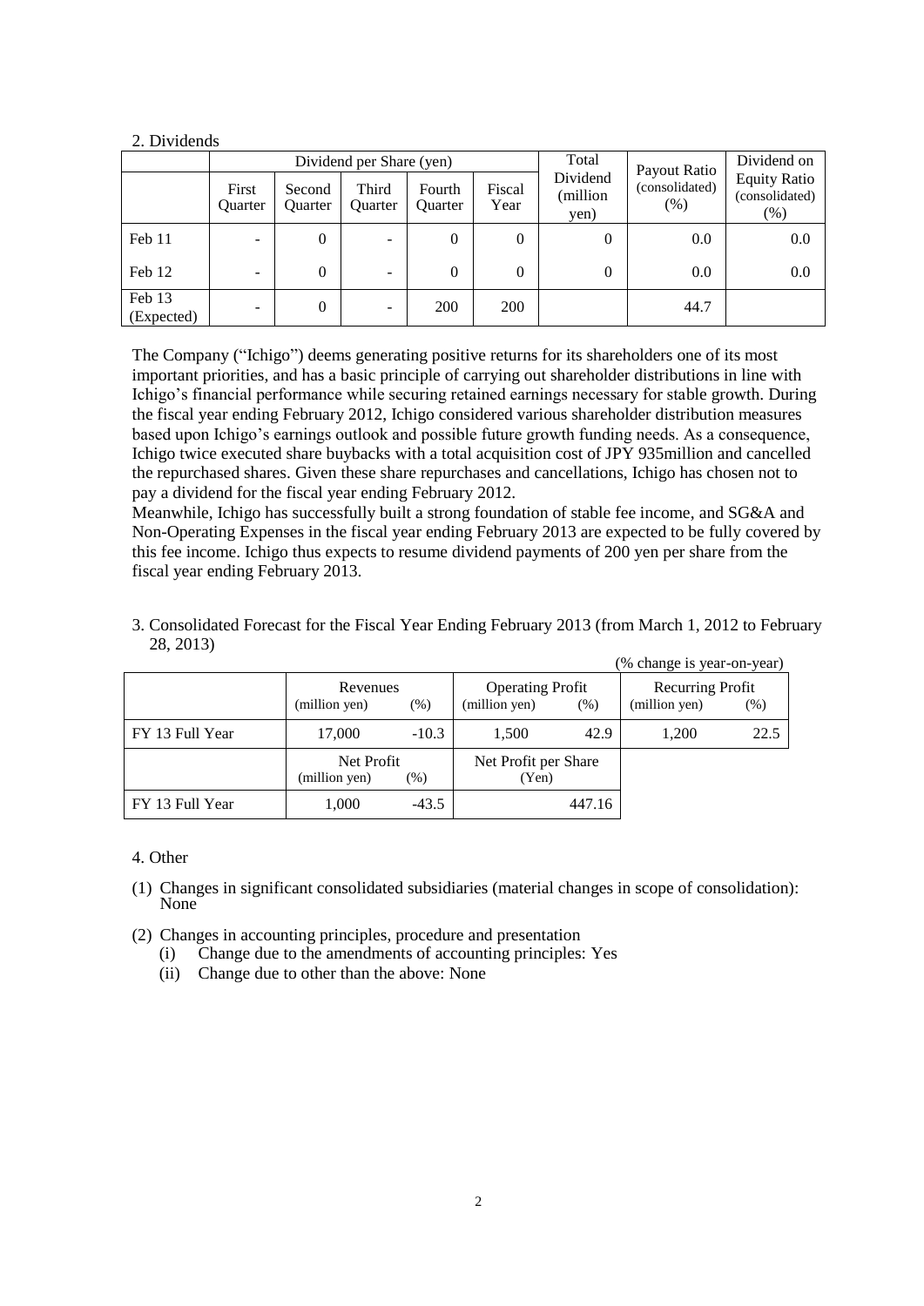2. Dividends

| | Dividend per Share (yen) | | | | | Total Dividend (million yen) | Payout Ratio (consolidated) (%) | Dividend on Equity Ratio (consolidated) (%) |
|---|---|---|---|---|---|---|---|---|
| | First Quarter | Second Quarter | Third Quarter | Fourth Quarter | Fiscal Year | | | |
| Feb 11 | - | 0 | - | 0 | 0 | 0 | 0.0 | 0.0 |
| Feb 12 | - | 0 | - | 0 | 0 | 0 | 0.0 | 0.0 |
| Feb 13 (Expected) | - | 0 | - | 200 | 200 | | 44.7 | |

The Company ("Ichigo") deems generating positive returns for its shareholders one of its most important priorities, and has a basic principle of carrying out shareholder distributions in line with Ichigo's financial performance while securing retained earnings necessary for stable growth. During the fiscal year ending February 2012, Ichigo considered various shareholder distribution measures based upon Ichigo's earnings outlook and possible future growth funding needs. As a consequence, Ichigo twice executed share buybacks with a total acquisition cost of JPY 935million and cancelled the repurchased shares. Given these share repurchases and cancellations, Ichigo has chosen not to pay a dividend for the fiscal year ending February 2012.

Meanwhile, Ichigo has successfully built a strong foundation of stable fee income, and SG&A and Non-Operating Expenses in the fiscal year ending February 2013 are expected to be fully covered by this fee income. Ichigo thus expects to resume dividend payments of 200 yen per share from the fiscal year ending February 2013.

3. Consolidated Forecast for the Fiscal Year Ending February 2013 (from March 1, 2012 to February 28, 2013)

(% change is year-on-year)

| | Revenues (million yen) | (%) | Operating Profit (million yen) | (%) | Recurring Profit (million yen) | (%) |
|---|---|---|---|---|---|---|
| FY 13 Full Year | 17,000 | -10.3 | 1,500 | 42.9 | 1,200 | 22.5 |

| | Net Profit (million yen) | (%) | Net Profit per Share (Yen) |
|---|---|---|---|
| FY 13 Full Year | 1,000 | -43.5 | 447.16 |

4. Other

(1) Changes in significant consolidated subsidiaries (material changes in scope of consolidation): None

(2) Changes in accounting principles, procedure and presentation
   (i) Change due to the amendments of accounting principles: Yes
   (ii) Change due to other than the above: None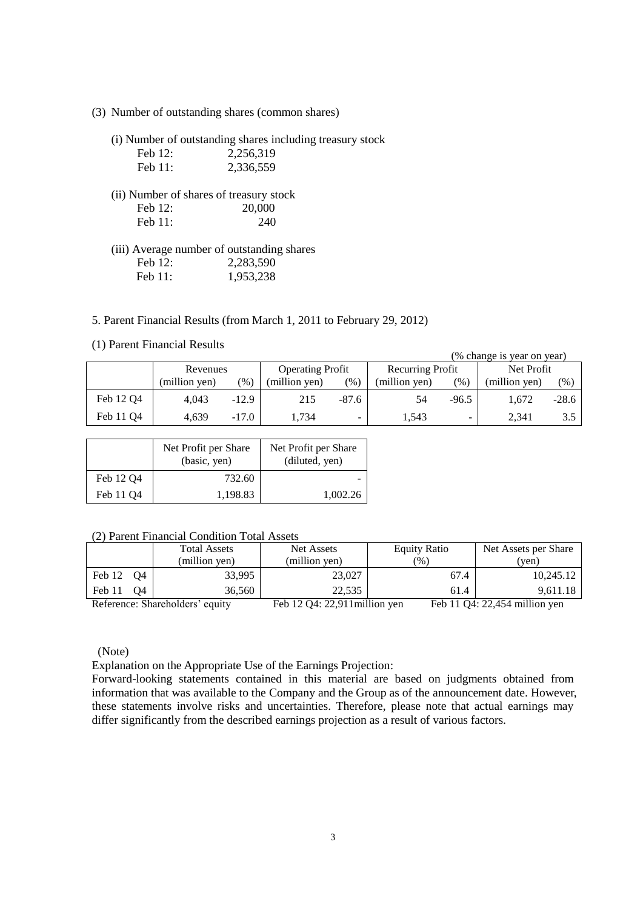(3) Number of outstanding shares (common shares)

(i) Number of outstanding shares including treasury stock

| | |
|---|---|
| Feb 12: | 2,256,319 |
| Feb 11: | 2,336,559 |

(ii) Number of shares of treasury stock

| | |
|---|---|
| Feb 12: | 20,000 |
| Feb 11: | 240 |

(iii) Average number of outstanding shares

| | |
|---|---|
| Feb 12: | 2,283,590 |
| Feb 11: | 1,953,238 |

5. Parent Financial Results (from March 1, 2011 to February 29, 2012)

(1) Parent Financial Results

(% change is year on year)

| | Revenues | | Operating Profit | | Recurring Profit | | Net Profit | |
|---|---|---|---|---|---|---|---|---|
| | (million yen) | (%) | (million yen) | (%) | (million yen) | (%) | (million yen) | (%) |
| Feb 12 Q4 | 4,043 | -12.9 | 215 | -87.6 | 54 | -96.5 | 1,672 | -28.6 |
| Feb 11 Q4 | 4,639 | -17.0 | 1,734 | - | 1,543 | - | 2,341 | 3.5 |

| | Net Profit per Share (basic, yen) | Net Profit per Share (diluted, yen) |
|---|---|---|
| Feb 12 Q4 | 732.60 | - |
| Feb 11 Q4 | 1,198.83 | 1,002.26 |

(2) Parent Financial Condition Total Assets

| | Total Assets (million yen) | Net Assets (million yen) | Equity Ratio (%) | Net Assets per Share (yen) |
|---|---|---|---|---|
| Feb 12 Q4 | 33,995 | 23,027 | 67.4 | 10,245.12 |
| Feb 11 Q4 | 36,560 | 22,535 | 61.4 | 9,611.18 |

Reference: Shareholders' equity Feb 12 Q4: 22,911million yen Feb 11 Q4: 22,454 million yen

(Note)

Explanation on the Appropriate Use of the Earnings Projection:

Forward-looking statements contained in this material are based on judgments obtained from information that was available to the Company and the Group as of the announcement date. However, these statements involve risks and uncertainties. Therefore, please note that actual earnings may differ significantly from the described earnings projection as a result of various factors.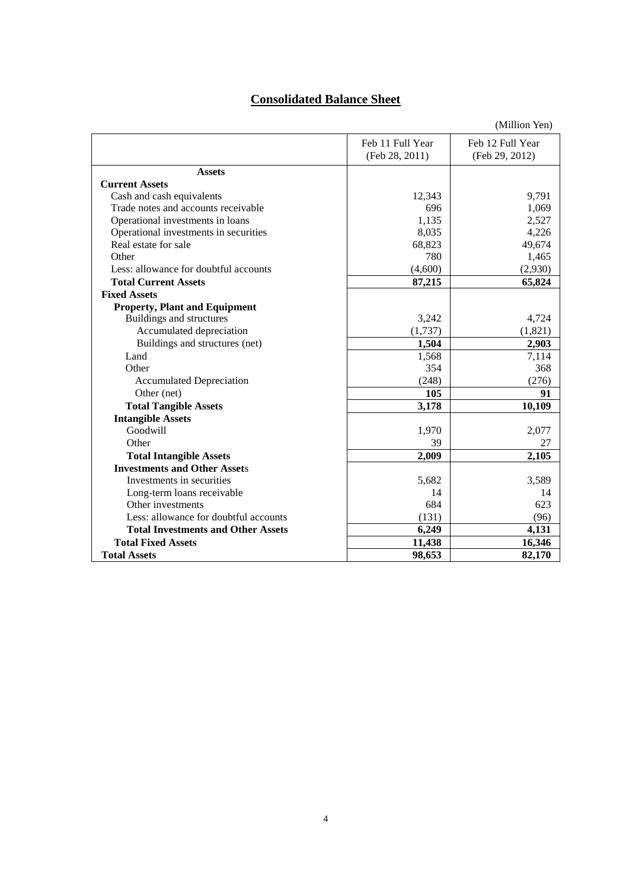## Consolidated Balance Sheet

(Million Yen)

| | Feb 11 Full Year (Feb 28, 2011) | Feb 12 Full Year (Feb 29, 2012) |
|---|---|---|
| **Assets** | | |
| **Current Assets** | | |
| Cash and cash equivalents | 12,343 | 9,791 |
| Trade notes and accounts receivable | 696 | 1,069 |
| Operational investments in loans | 1,135 | 2,527 |
| Operational investments in securities | 8,035 | 4,226 |
| Real estate for sale | 68,823 | 49,674 |
| Other | 780 | 1,465 |
| Less: allowance for doubtful accounts | (4,600) | (2,930) |
| **Total Current Assets** | **87,215** | **65,824** |
| **Fixed Assets** | | |
| **Property, Plant and Equipment** | | |
| Buildings and structures | 3,242 | 4,724 |
| Accumulated depreciation | (1,737) | (1,821) |
| Buildings and structures (net) | **1,504** | **2,903** |
| Land | 1,568 | 7,114 |
| Other | 354 | 368 |
| Accumulated Depreciation | (248) | (276) |
| Other (net) | **105** | **91** |
| **Total Tangible Assets** | **3,178** | **10,109** |
| **Intangible Assets** | | |
| Goodwill | 1,970 | 2,077 |
| Other | 39 | 27 |
| **Total Intangible Assets** | **2,009** | **2,105** |
| **Investments and Other Assets** | | |
| Investments in securities | 5,682 | 3,589 |
| Long-term loans receivable | 14 | 14 |
| Other investments | 684 | 623 |
| Less: allowance for doubtful accounts | (131) | (96) |
| **Total Investments and Other Assets** | **6,249** | **4,131** |
| **Total Fixed Assets** | **11,438** | **16,346** |
| **Total Assets** | **98,653** | **82,170** |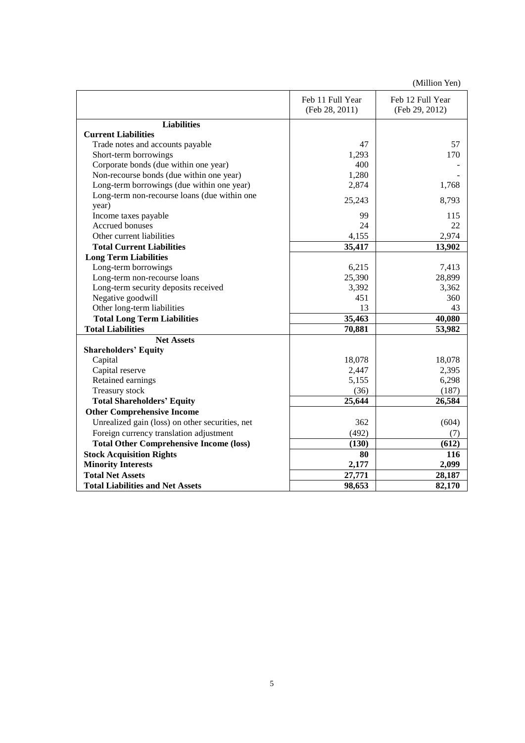(Million Yen)

| | Feb 11 Full Year (Feb 28, 2011) | Feb 12 Full Year (Feb 29, 2012) |
|---|---|---|
| **Liabilities** | | |
| **Current Liabilities** | | |
| Trade notes and accounts payable | 47 | 57 |
| Short-term borrowings | 1,293 | 170 |
| Corporate bonds (due within one year) | 400 | - |
| Non-recourse bonds (due within one year) | 1,280 | - |
| Long-term borrowings (due within one year) | 2,874 | 1,768 |
| Long-term non-recourse loans (due within one year) | 25,243 | 8,793 |
| Income taxes payable | 99 | 115 |
| Accrued bonuses | 24 | 22 |
| Other current liabilities | 4,155 | 2,974 |
| **Total Current Liabilities** | **35,417** | **13,902** |
| **Long Term Liabilities** | | |
| Long-term borrowings | 6,215 | 7,413 |
| Long-term non-recourse loans | 25,390 | 28,899 |
| Long-term security deposits received | 3,392 | 3,362 |
| Negative goodwill | 451 | 360 |
| Other long-term liabilities | 13 | 43 |
| **Total Long Term Liabilities** | **35,463** | **40,080** |
| **Total Liabilities** | **70,881** | **53,982** |
| **Net Assets** | | |
| **Shareholders' Equity** | | |
| Capital | 18,078 | 18,078 |
| Capital reserve | 2,447 | 2,395 |
| Retained earnings | 5,155 | 6,298 |
| Treasury stock | (36) | (187) |
| **Total Shareholders' Equity** | **25,644** | **26,584** |
| **Other Comprehensive Income** | | |
| Unrealized gain (loss) on other securities, net | 362 | (604) |
| Foreign currency translation adjustment | (492) | (7) |
| **Total Other Comprehensive Income (loss)** | **(130)** | **(612)** |
| **Stock Acquisition Rights** | **80** | **116** |
| **Minority Interests** | **2,177** | **2,099** |
| **Total Net Assets** | **27,771** | **28,187** |
| **Total Liabilities and Net Assets** | **98,653** | **82,170** |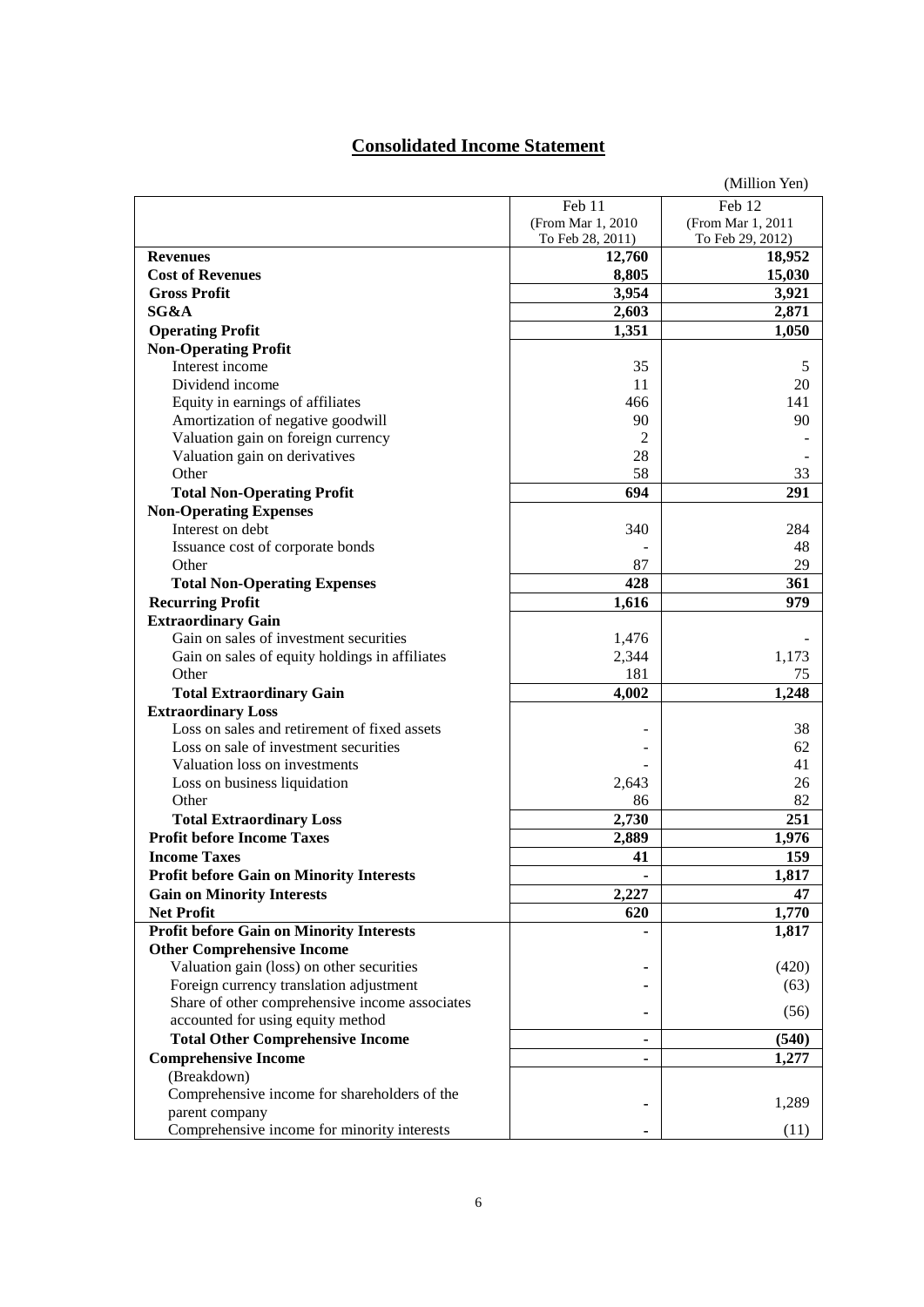# Consolidated Income Statement

(Million Yen)

| | Feb 11 (From Mar 1, 2010 To Feb 28, 2011) | Feb 12 (From Mar 1, 2011 To Feb 29, 2012) |
|---|---|---|
| **Revenues** | **12,760** | **18,952** |
| **Cost of Revenues** | **8,805** | **15,030** |
| **Gross Profit** | **3,954** | **3,921** |
| **SG&A** | **2,603** | **2,871** |
| **Operating Profit** | **1,351** | **1,050** |
| **Non-Operating Profit** | | |
| Interest income | 35 | 5 |
| Dividend income | 11 | 20 |
| Equity in earnings of affiliates | 466 | 141 |
| Amortization of negative goodwill | 90 | 90 |
| Valuation gain on foreign currency | 2 | - |
| Valuation gain on derivatives | 28 | - |
| Other | 58 | 33 |
| **Total Non-Operating Profit** | **694** | **291** |
| **Non-Operating Expenses** | | |
| Interest on debt | 340 | 284 |
| Issuance cost of corporate bonds | - | 48 |
| Other | 87 | 29 |
| **Total Non-Operating Expenses** | **428** | **361** |
| **Recurring Profit** | **1,616** | **979** |
| **Extraordinary Gain** | | |
| Gain on sales of investment securities | 1,476 | - |
| Gain on sales of equity holdings in affiliates | 2,344 | 1,173 |
| Other | 181 | 75 |
| **Total Extraordinary Gain** | **4,002** | **1,248** |
| **Extraordinary Loss** | | |
| Loss on sales and retirement of fixed assets | - | 38 |
| Loss on sale of investment securities | - | 62 |
| Valuation loss on investments | - | 41 |
| Loss on business liquidation | 2,643 | 26 |
| Other | 86 | 82 |
| **Total Extraordinary Loss** | **2,730** | **251** |
| **Profit before Income Taxes** | **2,889** | **1,976** |
| **Income Taxes** | **41** | **159** |
| **Profit before Gain on Minority Interests** | **-** | **1,817** |
| **Gain on Minority Interests** | **2,227** | **47** |
| **Net Profit** | **620** | **1,770** |
| **Profit before Gain on Minority Interests** | **-** | **1,817** |
| **Other Comprehensive Income** | | |
| Valuation gain (loss) on other securities | - | (420) |
| Foreign currency translation adjustment | - | (63) |
| Share of other comprehensive income associates accounted for using equity method | - | (56) |
| **Total Other Comprehensive Income** | **-** | **(540)** |
| **Comprehensive Income** | **-** | **1,277** |
| (Breakdown) | | |
| Comprehensive income for shareholders of the parent company | - | 1,289 |
| Comprehensive income for minority interests | - | (11) |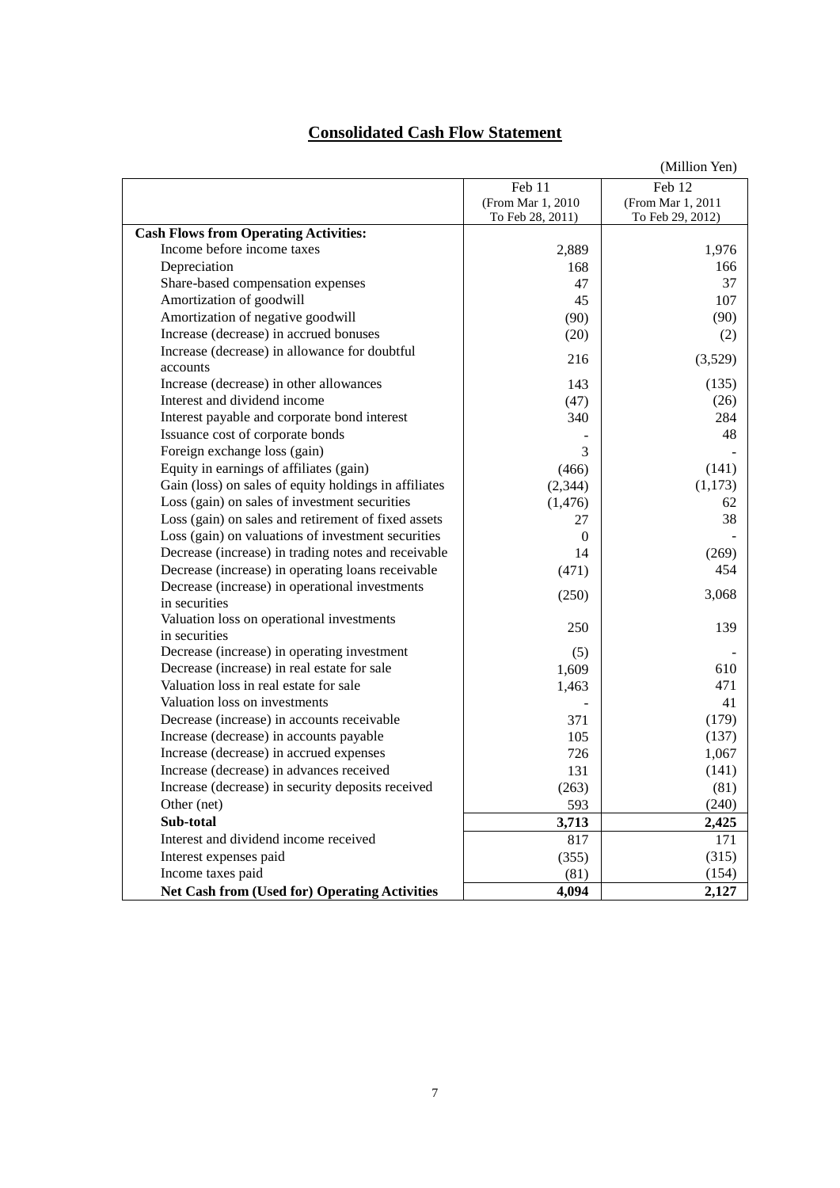# Consolidated Cash Flow Statement

(Million Yen)

| | Feb 11 (From Mar 1, 2010 To Feb 28, 2011) | Feb 12 (From Mar 1, 2011 To Feb 29, 2012) |
|---|---|---|
| **Cash Flows from Operating Activities:** | | |
| Income before income taxes | 2,889 | 1,976 |
| Depreciation | 168 | 166 |
| Share-based compensation expenses | 47 | 37 |
| Amortization of goodwill | 45 | 107 |
| Amortization of negative goodwill | (90) | (90) |
| Increase (decrease) in accrued bonuses | (20) | (2) |
| Increase (decrease) in allowance for doubtful accounts | 216 | (3,529) |
| Increase (decrease) in other allowances | 143 | (135) |
| Interest and dividend income | (47) | (26) |
| Interest payable and corporate bond interest | 340 | 284 |
| Issuance cost of corporate bonds | - | 48 |
| Foreign exchange loss (gain) | 3 | - |
| Equity in earnings of affiliates (gain) | (466) | (141) |
| Gain (loss) on sales of equity holdings in affiliates | (2,344) | (1,173) |
| Loss (gain) on sales of investment securities | (1,476) | 62 |
| Loss (gain) on sales and retirement of fixed assets | 27 | 38 |
| Loss (gain) on valuations of investment securities | 0 | - |
| Decrease (increase) in trading notes and receivable | 14 | (269) |
| Decrease (increase) in operating loans receivable | (471) | 454 |
| Decrease (increase) in operational investments in securities | (250) | 3,068 |
| Valuation loss on operational investments in securities | 250 | 139 |
| Decrease (increase) in operating investment | (5) | - |
| Decrease (increase) in real estate for sale | 1,609 | 610 |
| Valuation loss in real estate for sale | 1,463 | 471 |
| Valuation loss on investments | - | 41 |
| Decrease (increase) in accounts receivable | 371 | (179) |
| Increase (decrease) in accounts payable | 105 | (137) |
| Increase (decrease) in accrued expenses | 726 | 1,067 |
| Increase (decrease) in advances received | 131 | (141) |
| Increase (decrease) in security deposits received | (263) | (81) |
| Other (net) | 593 | (240) |
| **Sub-total** | **3,713** | **2,425** |
| Interest and dividend income received | 817 | 171 |
| Interest expenses paid | (355) | (315) |
| Income taxes paid | (81) | (154) |
| **Net Cash from (Used for) Operating Activities** | **4,094** | **2,127** |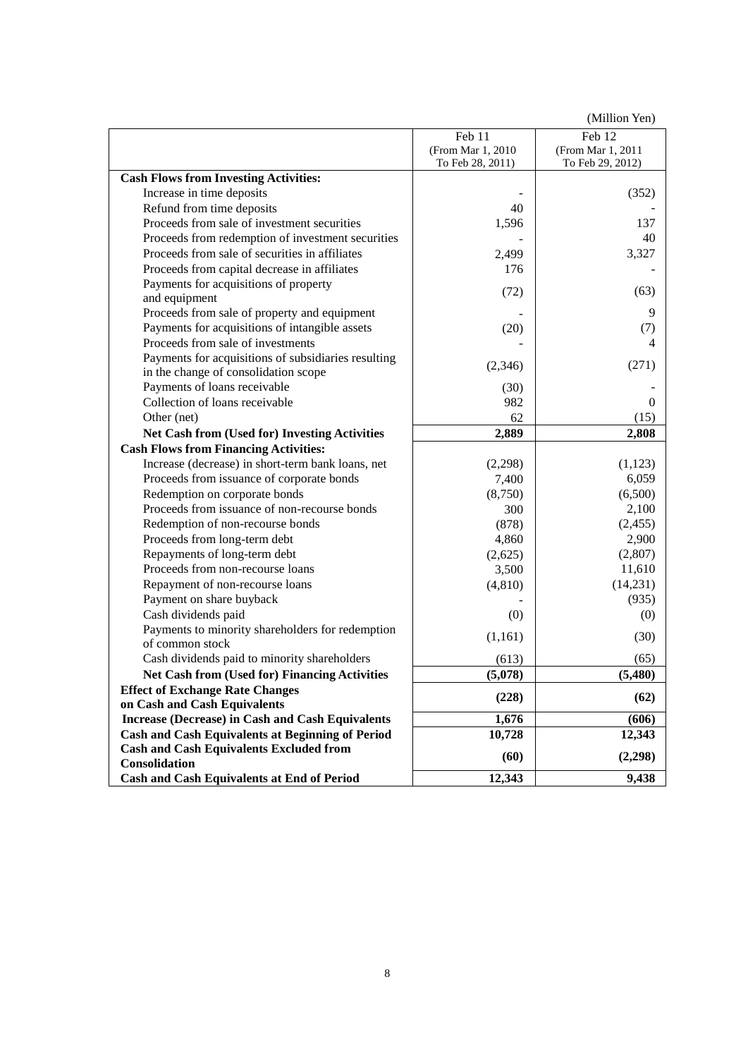(Million Yen)

| | Feb 11 (From Mar 1, 2010 To Feb 28, 2011) | Feb 12 (From Mar 1, 2011 To Feb 29, 2012) |
|---|---|---|
| **Cash Flows from Investing Activities:** | | |
| Increase in time deposits | - | (352) |
| Refund from time deposits | 40 | - |
| Proceeds from sale of investment securities | 1,596 | 137 |
| Proceeds from redemption of investment securities | - | 40 |
| Proceeds from sale of securities in affiliates | 2,499 | 3,327 |
| Proceeds from capital decrease in affiliates | 176 | - |
| Payments for acquisitions of property and equipment | (72) | (63) |
| Proceeds from sale of property and equipment | - | 9 |
| Payments for acquisitions of intangible assets | (20) | (7) |
| Proceeds from sale of investments | - | 4 |
| Payments for acquisitions of subsidiaries resulting in the change of consolidation scope | (2,346) | (271) |
| Payments of loans receivable | (30) | - |
| Collection of loans receivable | 982 | 0 |
| Other (net) | 62 | (15) |
| **Net Cash from (Used for) Investing Activities** | **2,889** | **2,808** |
| **Cash Flows from Financing Activities:** | | |
| Increase (decrease) in short-term bank loans, net | (2,298) | (1,123) |
| Proceeds from issuance of corporate bonds | 7,400 | 6,059 |
| Redemption on corporate bonds | (8,750) | (6,500) |
| Proceeds from issuance of non-recourse bonds | 300 | 2,100 |
| Redemption of non-recourse bonds | (878) | (2,455) |
| Proceeds from long-term debt | 4,860 | 2,900 |
| Repayments of long-term debt | (2,625) | (2,807) |
| Proceeds from non-recourse loans | 3,500 | 11,610 |
| Repayment of non-recourse loans | (4,810) | (14,231) |
| Payment on share buyback | - | (935) |
| Cash dividends paid | (0) | (0) |
| Payments to minority shareholders for redemption of common stock | (1,161) | (30) |
| Cash dividends paid to minority shareholders | (613) | (65) |
| **Net Cash from (Used for) Financing Activities** | **(5,078)** | **(5,480)** |
| **Effect of Exchange Rate Changes on Cash and Cash Equivalents** | **(228)** | **(62)** |
| **Increase (Decrease) in Cash and Cash Equivalents** | **1,676** | **(606)** |
| **Cash and Cash Equivalents at Beginning of Period** | **10,728** | **12,343** |
| **Cash and Cash Equivalents Excluded from Consolidation** | **(60)** | **(2,298)** |
| **Cash and Cash Equivalents at End of Period** | **12,343** | **9,438** |